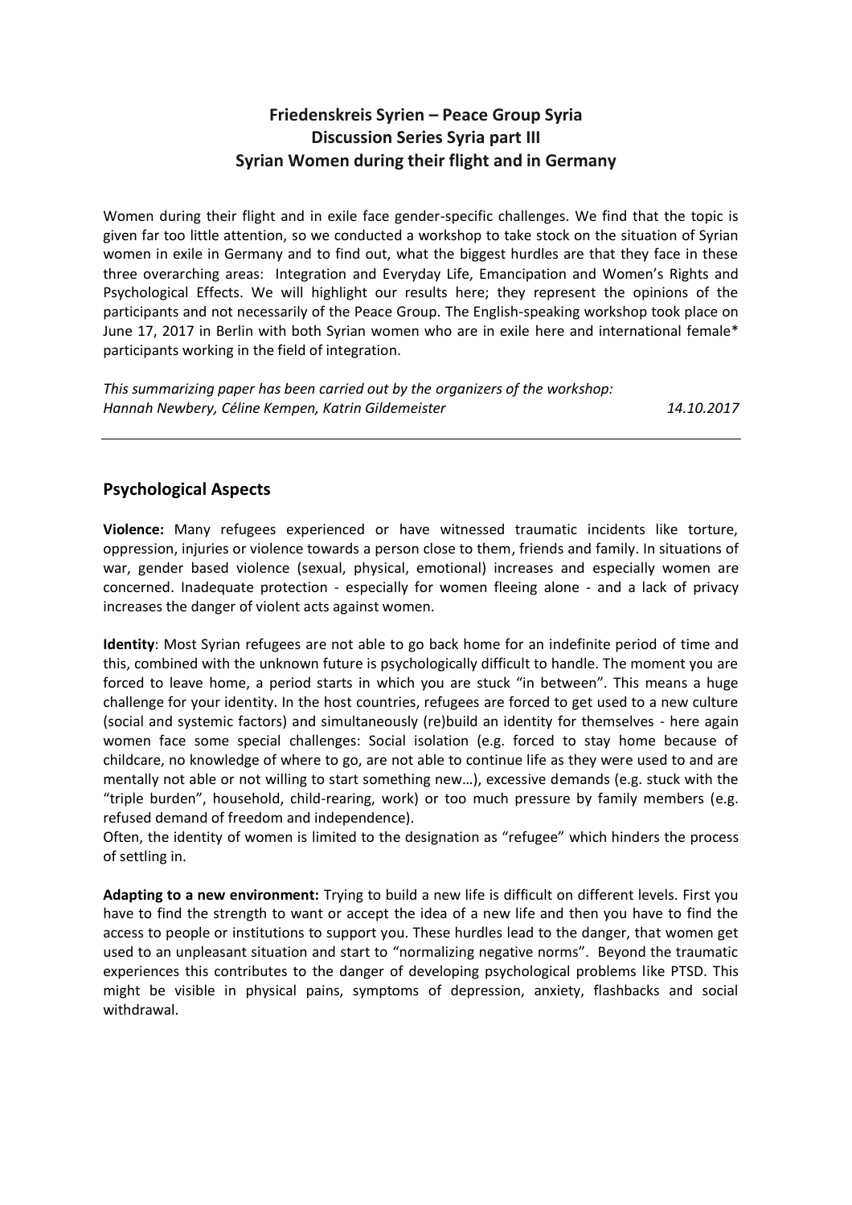# Friedenskreis Syrien – Peace Group Syria
# Discussion Series Syria part III
# Syrian Women during their flight and in Germany

Women during their flight and in exile face gender-specific challenges. We find that the topic is given far too little attention, so we conducted a workshop to take stock on the situation of Syrian women in exile in Germany and to find out, what the biggest hurdles are that they face in these three overarching areas: Integration and Everyday Life, Emancipation and Women's Rights and Psychological Effects. We will highlight our results here; they represent the opinions of the participants and not necessarily of the Peace Group. The English-speaking workshop took place on June 17, 2017 in Berlin with both Syrian women who are in exile here and international female* participants working in the field of integration.

*This summarizing paper has been carried out by the organizers of the workshop: Hannah Newbery, Céline Kempen, Katrin Gildemeister* *14.10.2017*

---

## Psychological Aspects

**Violence:** Many refugees experienced or have witnessed traumatic incidents like torture, oppression, injuries or violence towards a person close to them, friends and family. In situations of war, gender based violence (sexual, physical, emotional) increases and especially women are concerned. Inadequate protection - especially for women fleeing alone - and a lack of privacy increases the danger of violent acts against women.

**Identity**: Most Syrian refugees are not able to go back home for an indefinite period of time and this, combined with the unknown future is psychologically difficult to handle. The moment you are forced to leave home, a period starts in which you are stuck "in between". This means a huge challenge for your identity. In the host countries, refugees are forced to get used to a new culture (social and systemic factors) and simultaneously (re)build an identity for themselves - here again women face some special challenges: Social isolation (e.g. forced to stay home because of childcare, no knowledge of where to go, are not able to continue life as they were used to and are mentally not able or not willing to start something new…), excessive demands (e.g. stuck with the "triple burden", household, child-rearing, work) or too much pressure by family members (e.g. refused demand of freedom and independence).
Often, the identity of women is limited to the designation as "refugee" which hinders the process of settling in.

**Adapting to a new environment:** Trying to build a new life is difficult on different levels. First you have to find the strength to want or accept the idea of a new life and then you have to find the access to people or institutions to support you. These hurdles lead to the danger, that women get used to an unpleasant situation and start to "normalizing negative norms". Beyond the traumatic experiences this contributes to the danger of developing psychological problems like PTSD. This might be visible in physical pains, symptoms of depression, anxiety, flashbacks and social withdrawal.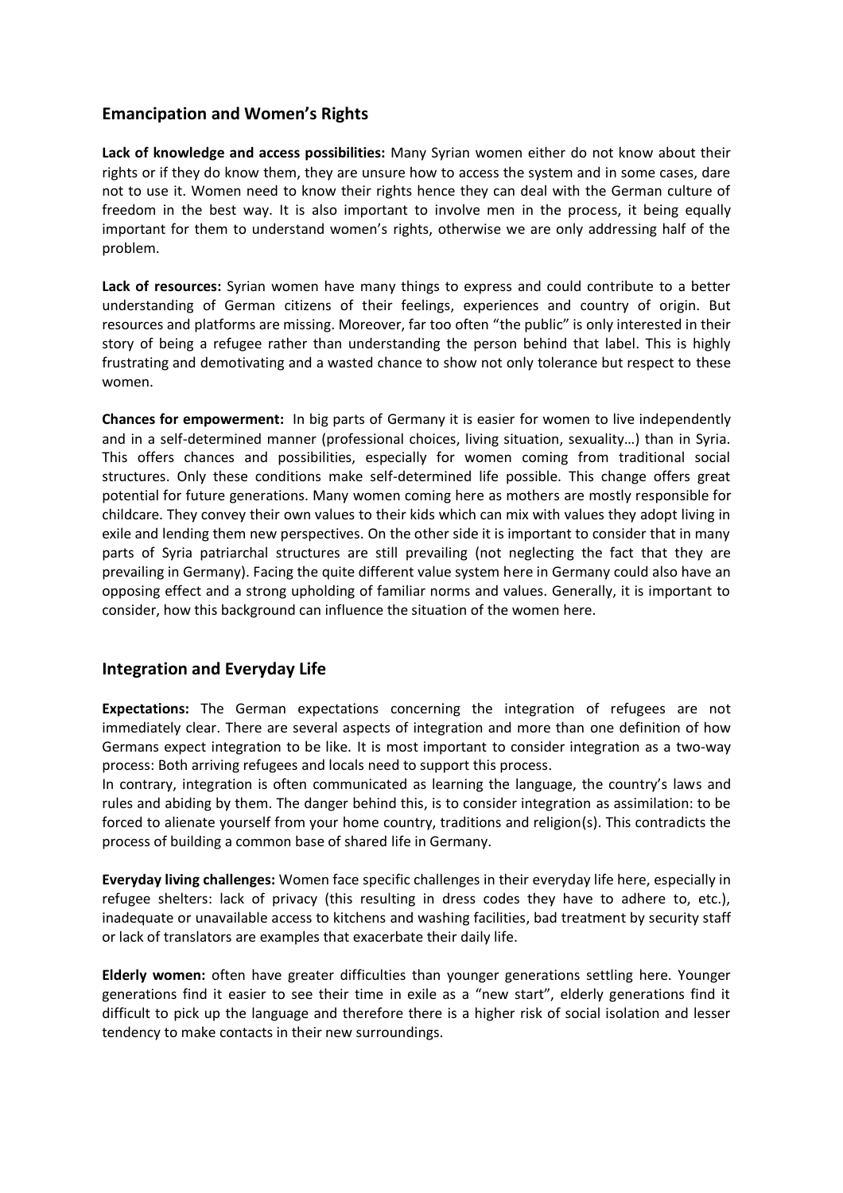## Emancipation and Women's Rights

**Lack of knowledge and access possibilities:** Many Syrian women either do not know about their rights or if they do know them, they are unsure how to access the system and in some cases, dare not to use it. Women need to know their rights hence they can deal with the German culture of freedom in the best way. It is also important to involve men in the process, it being equally important for them to understand women's rights, otherwise we are only addressing half of the problem.

**Lack of resources:** Syrian women have many things to express and could contribute to a better understanding of German citizens of their feelings, experiences and country of origin. But resources and platforms are missing. Moreover, far too often "the public" is only interested in their story of being a refugee rather than understanding the person behind that label. This is highly frustrating and demotivating and a wasted chance to show not only tolerance but respect to these women.

**Chances for empowerment:** In big parts of Germany it is easier for women to live independently and in a self-determined manner (professional choices, living situation, sexuality…) than in Syria. This offers chances and possibilities, especially for women coming from traditional social structures. Only these conditions make self-determined life possible. This change offers great potential for future generations. Many women coming here as mothers are mostly responsible for childcare. They convey their own values to their kids which can mix with values they adopt living in exile and lending them new perspectives. On the other side it is important to consider that in many parts of Syria patriarchal structures are still prevailing (not neglecting the fact that they are prevailing in Germany). Facing the quite different value system here in Germany could also have an opposing effect and a strong upholding of familiar norms and values. Generally, it is important to consider, how this background can influence the situation of the women here.

## Integration and Everyday Life

**Expectations:** The German expectations concerning the integration of refugees are not immediately clear. There are several aspects of integration and more than one definition of how Germans expect integration to be like. It is most important to consider integration as a two-way process: Both arriving refugees and locals need to support this process.

In contrary, integration is often communicated as learning the language, the country's laws and rules and abiding by them. The danger behind this, is to consider integration as assimilation: to be forced to alienate yourself from your home country, traditions and religion(s). This contradicts the process of building a common base of shared life in Germany.

**Everyday living challenges:** Women face specific challenges in their everyday life here, especially in refugee shelters: lack of privacy (this resulting in dress codes they have to adhere to, etc.), inadequate or unavailable access to kitchens and washing facilities, bad treatment by security staff or lack of translators are examples that exacerbate their daily life.

**Elderly women:** often have greater difficulties than younger generations settling here. Younger generations find it easier to see their time in exile as a "new start", elderly generations find it difficult to pick up the language and therefore there is a higher risk of social isolation and lesser tendency to make contacts in their new surroundings.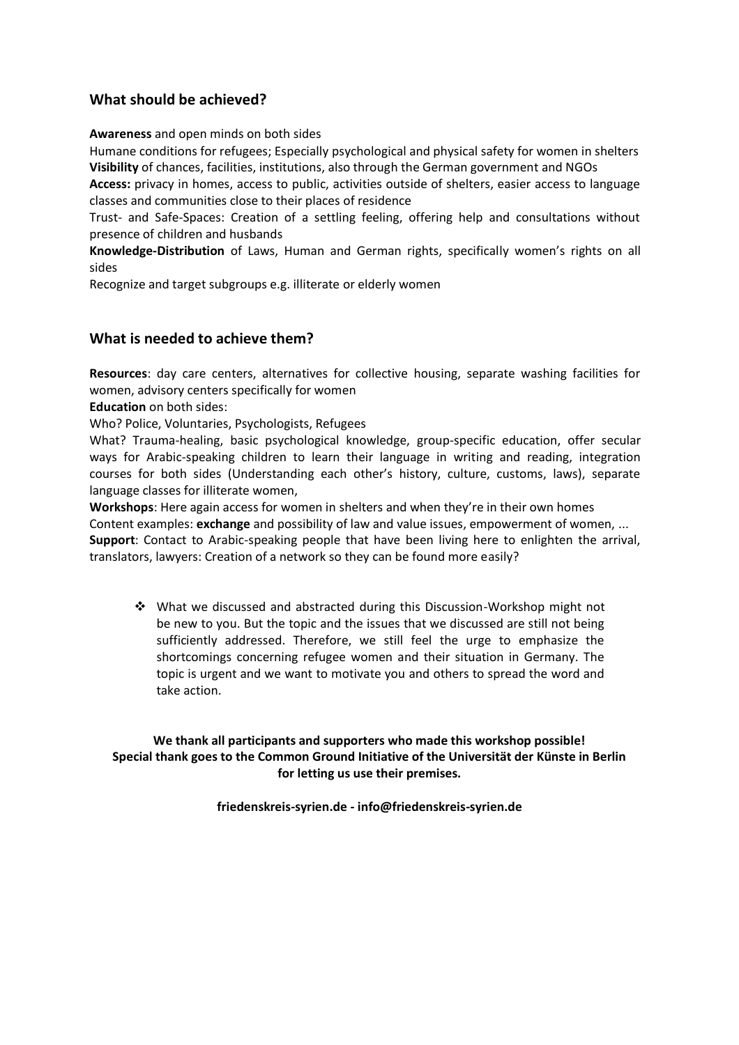## What should be achieved?

**Awareness** and open minds on both sides

Humane conditions for refugees; Especially psychological and physical safety for women in shelters

**Visibility** of chances, facilities, institutions, also through the German government and NGOs

**Access:** privacy in homes, access to public, activities outside of shelters, easier access to language classes and communities close to their places of residence

Trust- and Safe-Spaces: Creation of a settling feeling, offering help and consultations without presence of children and husbands

**Knowledge-Distribution** of Laws, Human and German rights, specifically women's rights on all sides

Recognize and target subgroups e.g. illiterate or elderly women

## What is needed to achieve them?

**Resources**: day care centers, alternatives for collective housing, separate washing facilities for women, advisory centers specifically for women

**Education** on both sides:

Who? Police, Voluntaries, Psychologists, Refugees

What? Trauma-healing, basic psychological knowledge, group-specific education, offer secular ways for Arabic-speaking children to learn their language in writing and reading, integration courses for both sides (Understanding each other's history, culture, customs, laws), separate language classes for illiterate women,

**Workshops**: Here again access for women in shelters and when they're in their own homes

Content examples: **exchange** and possibility of law and value issues, empowerment of women, ...

**Support**: Contact to Arabic-speaking people that have been living here to enlighten the arrival, translators, lawyers: Creation of a network so they can be found more easily?

- What we discussed and abstracted during this Discussion-Workshop might not be new to you. But the topic and the issues that we discussed are still not being sufficiently addressed. Therefore, we still feel the urge to emphasize the shortcomings concerning refugee women and their situation in Germany. The topic is urgent and we want to motivate you and others to spread the word and take action.

**We thank all participants and supporters who made this workshop possible!**
**Special thank goes to the Common Ground Initiative of the Universität der Künste in Berlin for letting us use their premises.**

**friedenskreis-syrien.de - info@friedenskreis-syrien.de**